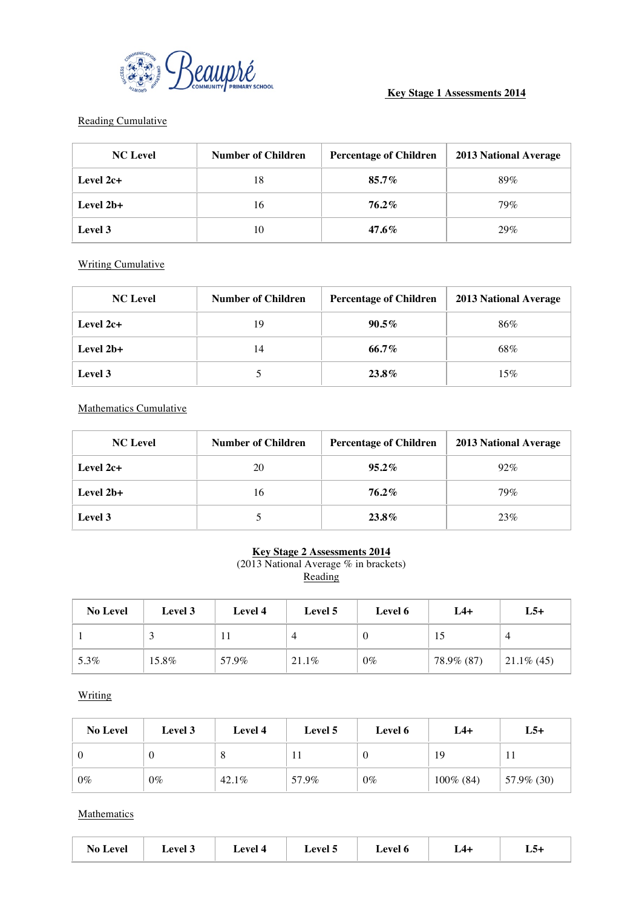# Key Stage 1 Assessments 2014

Reading Cumulative

| NC Level | Number of Children | Percentage of Children | 2013 National Average |
|---|---|---|---|
| **Level 2c+** | 18 | **85.7%** | 89% |
| **Level 2b+** | 16 | **76.2%** | 79% |
| **Level 3** | 10 | **47.6%** | 29% |

Writing Cumulative

| NC Level | Number of Children | Percentage of Children | 2013 National Average |
|---|---|---|---|
| **Level 2c+** | 19 | **90.5%** | 86% |
| **Level 2b+** | 14 | **66.7%** | 68% |
| **Level 3** | 5 | **23.8%** | 15% |

Mathematics Cumulative

| NC Level | Number of Children | Percentage of Children | 2013 National Average |
|---|---|---|---|
| **Level 2c+** | 20 | **95.2%** | 92% |
| **Level 2b+** | 16 | **76.2%** | 79% |
| **Level 3** | 5 | **23.8%** | 23% |

## Key Stage 2 Assessments 2014

(2013 National Average % in brackets)

Reading

| No Level | Level 3 | Level 4 | Level 5 | Level 6 | L4+ | L5+ |
|---|---|---|---|---|---|---|
| 1 | 3 | 11 | 4 | 0 | 15 | 4 |
| 5.3% | 15.8% | 57.9% | 21.1% | 0% | 78.9% (87) | 21.1% (45) |

Writing

| No Level | Level 3 | Level 4 | Level 5 | Level 6 | L4+ | L5+ |
|---|---|---|---|---|---|---|
| 0 | 0 | 8 | 11 | 0 | 19 | 11 |
| 0% | 0% | 42.1% | 57.9% | 0% | 100% (84) | 57.9% (30) |

Mathematics

| No Level | Level 3 | Level 4 | Level 5 | Level 6 | L4+ | L5+ |
|---|---|---|---|---|---|---|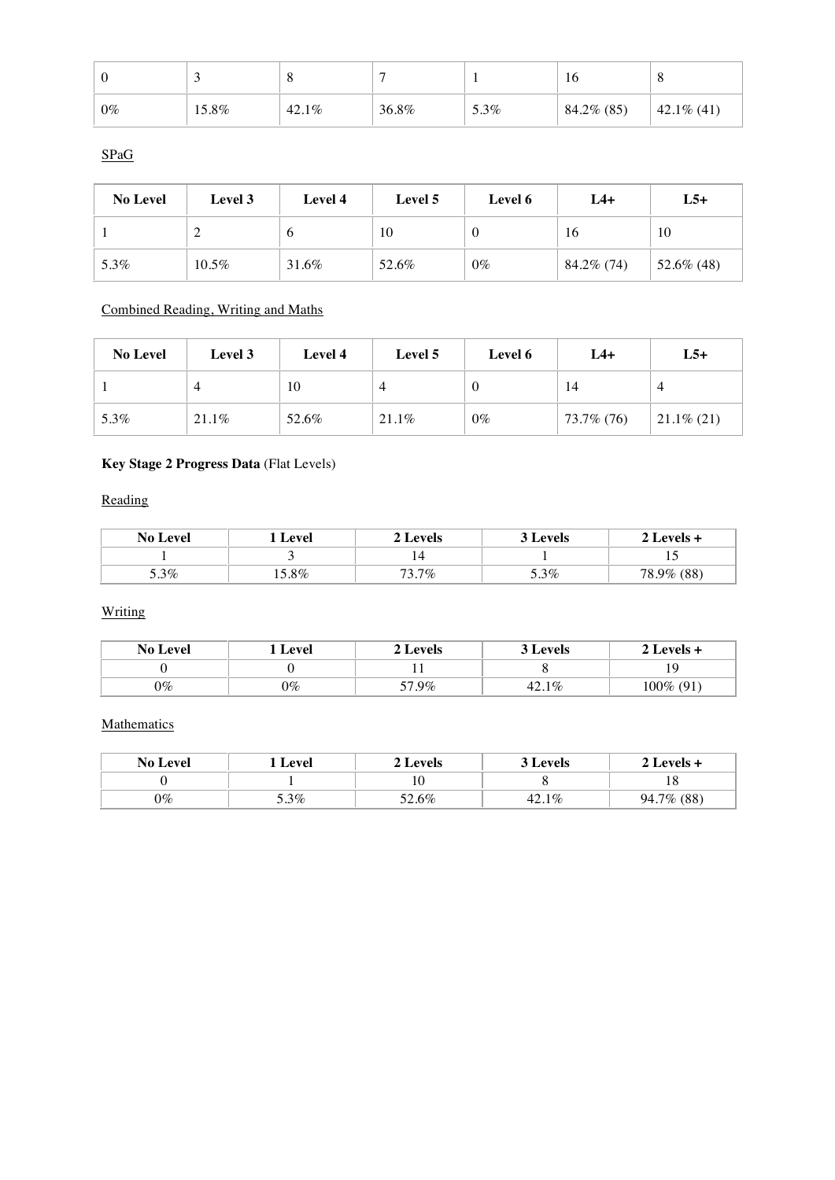| | | | | | | |
|---|---|---|---|---|---|---|
| 0 | 3 | 8 | 7 | 1 | 16 | 8 |
| 0% | 15.8% | 42.1% | 36.8% | 5.3% | 84.2% (85) | 42.1% (41) |

SPaG

| No Level | Level 3 | Level 4 | Level 5 | Level 6 | L4+ | L5+ |
|---|---|---|---|---|---|---|
| 1 | 2 | 6 | 10 | 0 | 16 | 10 |
| 5.3% | 10.5% | 31.6% | 52.6% | 0% | 84.2% (74) | 52.6% (48) |

Combined Reading, Writing and Maths

| No Level | Level 3 | Level 4 | Level 5 | Level 6 | L4+ | L5+ |
|---|---|---|---|---|---|---|
| 1 | 4 | 10 | 4 | 0 | 14 | 4 |
| 5.3% | 21.1% | 52.6% | 21.1% | 0% | 73.7% (76) | 21.1% (21) |

**Key Stage 2 Progress Data** (Flat Levels)

Reading

| No Level | 1 Level | 2 Levels | 3 Levels | 2 Levels + |
|---|---|---|---|---|
| 1 | 3 | 14 | 1 | 15 |
| 5.3% | 15.8% | 73.7% | 5.3% | 78.9% (88) |

Writing

| No Level | 1 Level | 2 Levels | 3 Levels | 2 Levels + |
|---|---|---|---|---|
| 0 | 0 | 11 | 8 | 19 |
| 0% | 0% | 57.9% | 42.1% | 100% (91) |

Mathematics

| No Level | 1 Level | 2 Levels | 3 Levels | 2 Levels + |
|---|---|---|---|---|
| 0 | 1 | 10 | 8 | 18 |
| 0% | 5.3% | 52.6% | 42.1% | 94.7% (88) |